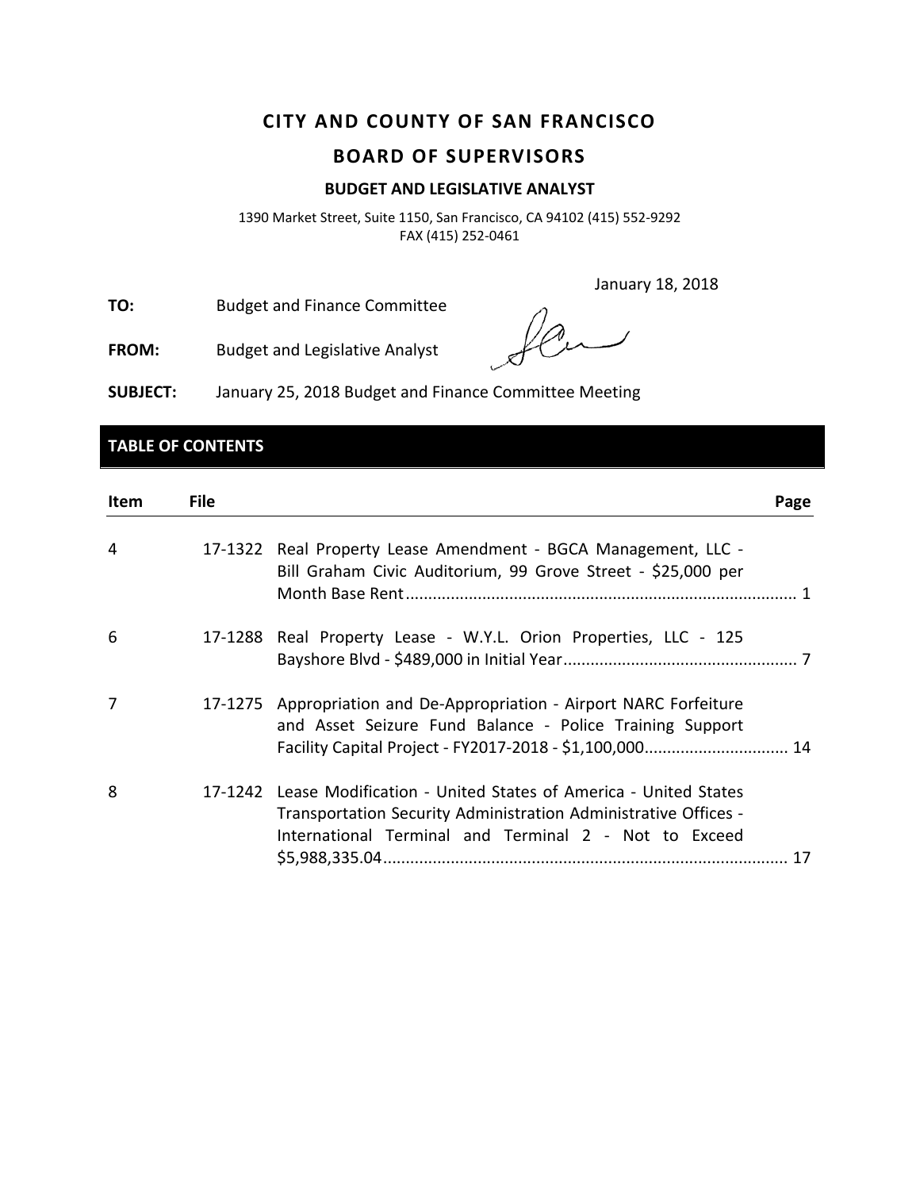# CITY AND COUNTY OF SAN FRANCISCO

## BOARD OF SUPERVISORS

### BUDGET AND LEGISLATIVE ANALYST

1390 Market Street, Suite 1150, San Francisco, CA 94102 (415) 552-9292
FAX (415) 252-0461

January 18, 2018

**TO:** Budget and Finance Committee

**FROM:** Budget and Legislative Analyst

**SUBJECT:** January 25, 2018 Budget and Finance Committee Meeting

## TABLE OF CONTENTS

| Item | File | | Page |
|---|---|---|---|
| 4 | 17-1322 | Real Property Lease Amendment - BGCA Management, LLC - Bill Graham Civic Auditorium, 99 Grove Street - $25,000 per Month Base Rent | 1 |
| 6 | 17-1288 | Real Property Lease - W.Y.L. Orion Properties, LLC - 125 Bayshore Blvd - $489,000 in Initial Year | 7 |
| 7 | 17-1275 | Appropriation and De-Appropriation - Airport NARC Forfeiture and Asset Seizure Fund Balance - Police Training Support Facility Capital Project - FY2017-2018 - $1,100,000 | 14 |
| 8 | 17-1242 | Lease Modification - United States of America - United States Transportation Security Administration Administrative Offices - International Terminal and Terminal 2 - Not to Exceed $5,988,335.04 | 17 |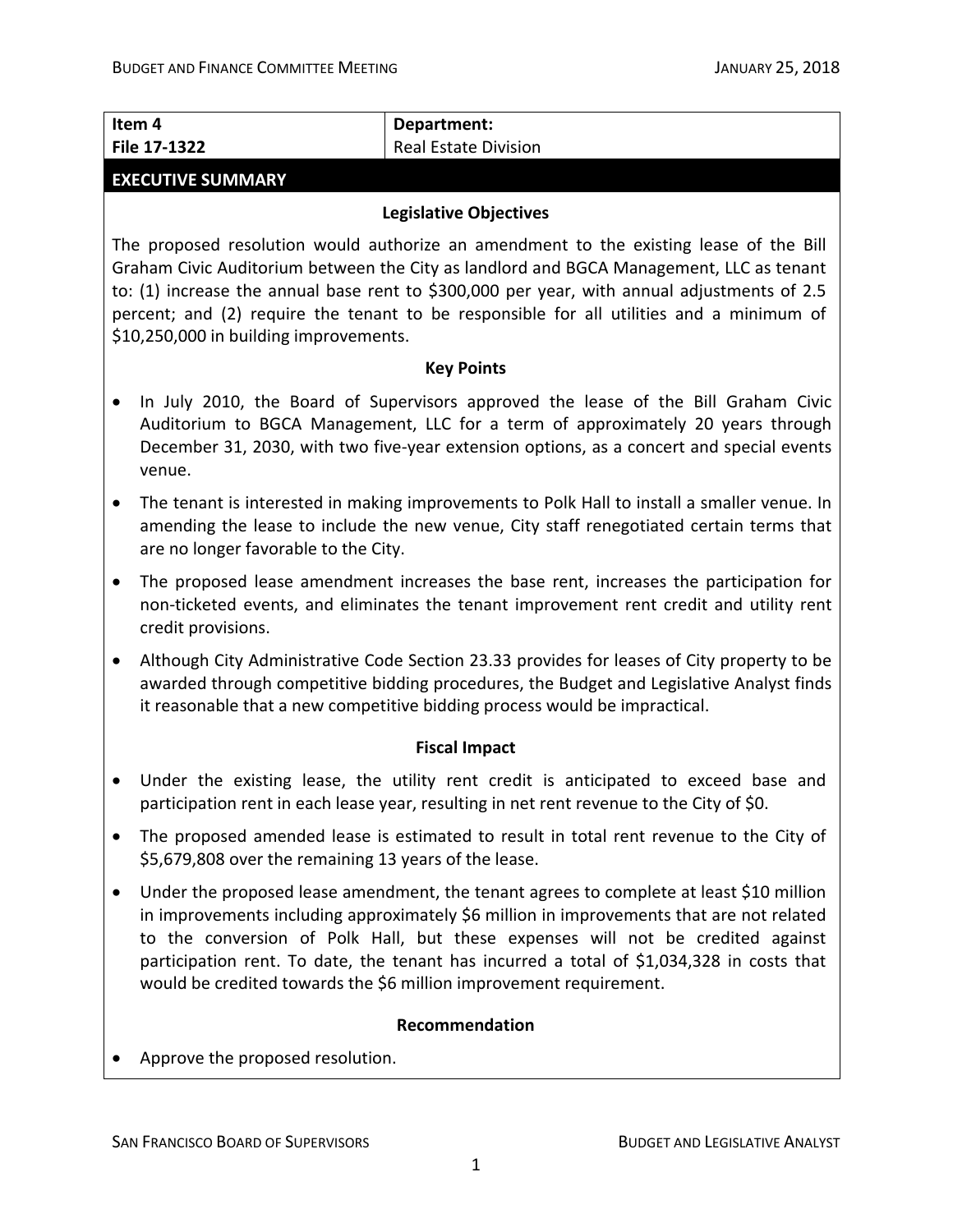| Item 4<br>File 17-1322 | Department:<br>Real Estate Division |
|---|---|

## EXECUTIVE SUMMARY

### Legislative Objectives

The proposed resolution would authorize an amendment to the existing lease of the Bill Graham Civic Auditorium between the City as landlord and BGCA Management, LLC as tenant to: (1) increase the annual base rent to $300,000 per year, with annual adjustments of 2.5 percent; and (2) require the tenant to be responsible for all utilities and a minimum of $10,250,000 in building improvements.

### Key Points

- In July 2010, the Board of Supervisors approved the lease of the Bill Graham Civic Auditorium to BGCA Management, LLC for a term of approximately 20 years through December 31, 2030, with two five-year extension options, as a concert and special events venue.
- The tenant is interested in making improvements to Polk Hall to install a smaller venue. In amending the lease to include the new venue, City staff renegotiated certain terms that are no longer favorable to the City.
- The proposed lease amendment increases the base rent, increases the participation for non-ticketed events, and eliminates the tenant improvement rent credit and utility rent credit provisions.
- Although City Administrative Code Section 23.33 provides for leases of City property to be awarded through competitive bidding procedures, the Budget and Legislative Analyst finds it reasonable that a new competitive bidding process would be impractical.

### Fiscal Impact

- Under the existing lease, the utility rent credit is anticipated to exceed base and participation rent in each lease year, resulting in net rent revenue to the City of $0.
- The proposed amended lease is estimated to result in total rent revenue to the City of $5,679,808 over the remaining 13 years of the lease.
- Under the proposed lease amendment, the tenant agrees to complete at least $10 million in improvements including approximately $6 million in improvements that are not related to the conversion of Polk Hall, but these expenses will not be credited against participation rent. To date, the tenant has incurred a total of $1,034,328 in costs that would be credited towards the $6 million improvement requirement.

### Recommendation

- Approve the proposed resolution.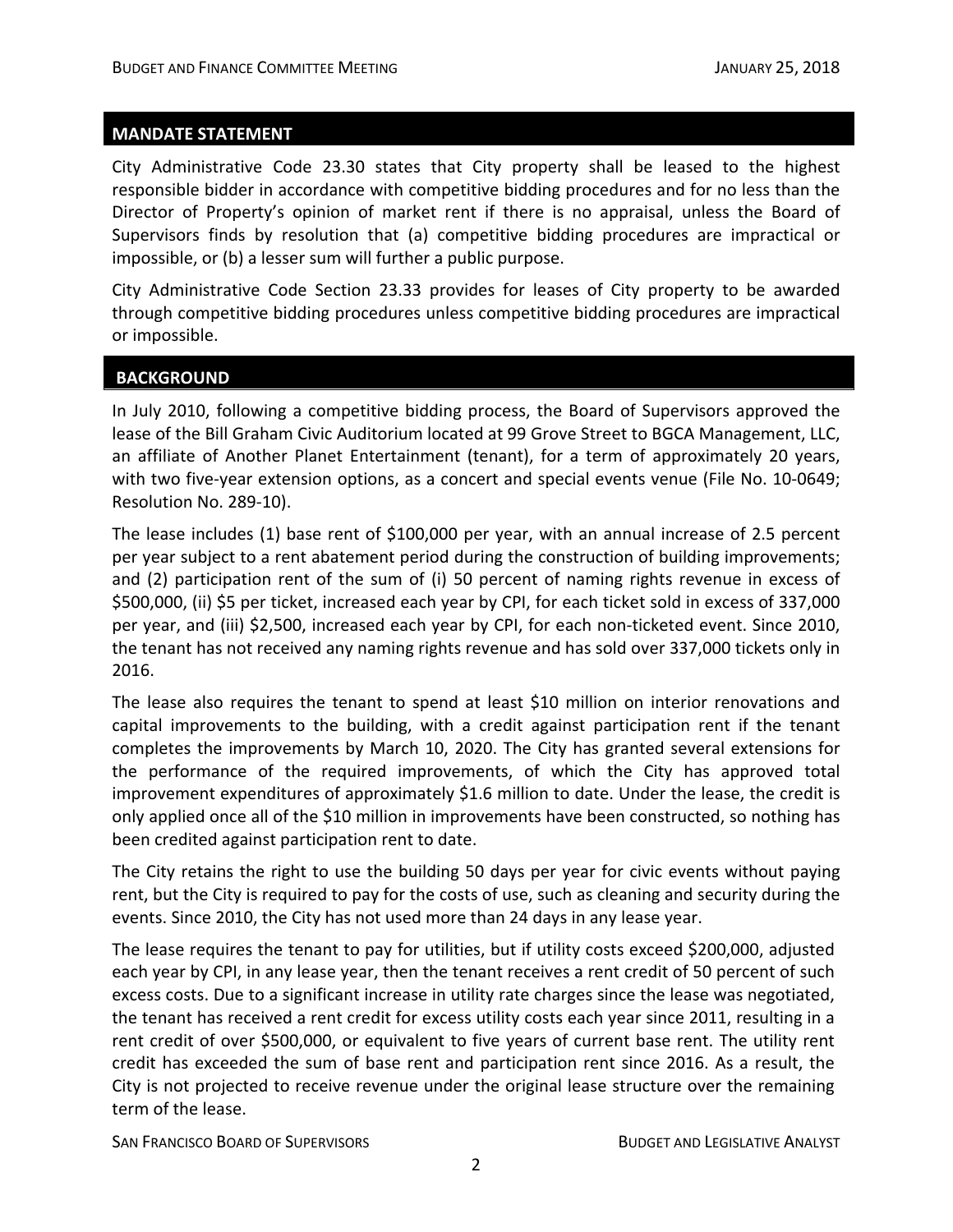## MANDATE STATEMENT

City Administrative Code 23.30 states that City property shall be leased to the highest responsible bidder in accordance with competitive bidding procedures and for no less than the Director of Property's opinion of market rent if there is no appraisal, unless the Board of Supervisors finds by resolution that (a) competitive bidding procedures are impractical or impossible, or (b) a lesser sum will further a public purpose.

City Administrative Code Section 23.33 provides for leases of City property to be awarded through competitive bidding procedures unless competitive bidding procedures are impractical or impossible.

## BACKGROUND

In July 2010, following a competitive bidding process, the Board of Supervisors approved the lease of the Bill Graham Civic Auditorium located at 99 Grove Street to BGCA Management, LLC, an affiliate of Another Planet Entertainment (tenant), for a term of approximately 20 years, with two five-year extension options, as a concert and special events venue (File No. 10-0649; Resolution No. 289-10).

The lease includes (1) base rent of $100,000 per year, with an annual increase of 2.5 percent per year subject to a rent abatement period during the construction of building improvements; and (2) participation rent of the sum of (i) 50 percent of naming rights revenue in excess of $500,000, (ii) $5 per ticket, increased each year by CPI, for each ticket sold in excess of 337,000 per year, and (iii) $2,500, increased each year by CPI, for each non-ticketed event. Since 2010, the tenant has not received any naming rights revenue and has sold over 337,000 tickets only in 2016.

The lease also requires the tenant to spend at least $10 million on interior renovations and capital improvements to the building, with a credit against participation rent if the tenant completes the improvements by March 10, 2020. The City has granted several extensions for the performance of the required improvements, of which the City has approved total improvement expenditures of approximately $1.6 million to date. Under the lease, the credit is only applied once all of the $10 million in improvements have been constructed, so nothing has been credited against participation rent to date.

The City retains the right to use the building 50 days per year for civic events without paying rent, but the City is required to pay for the costs of use, such as cleaning and security during the events. Since 2010, the City has not used more than 24 days in any lease year.

The lease requires the tenant to pay for utilities, but if utility costs exceed $200,000, adjusted each year by CPI, in any lease year, then the tenant receives a rent credit of 50 percent of such excess costs. Due to a significant increase in utility rate charges since the lease was negotiated, the tenant has received a rent credit for excess utility costs each year since 2011, resulting in a rent credit of over $500,000, or equivalent to five years of current base rent. The utility rent credit has exceeded the sum of base rent and participation rent since 2016. As a result, the City is not projected to receive revenue under the original lease structure over the remaining term of the lease.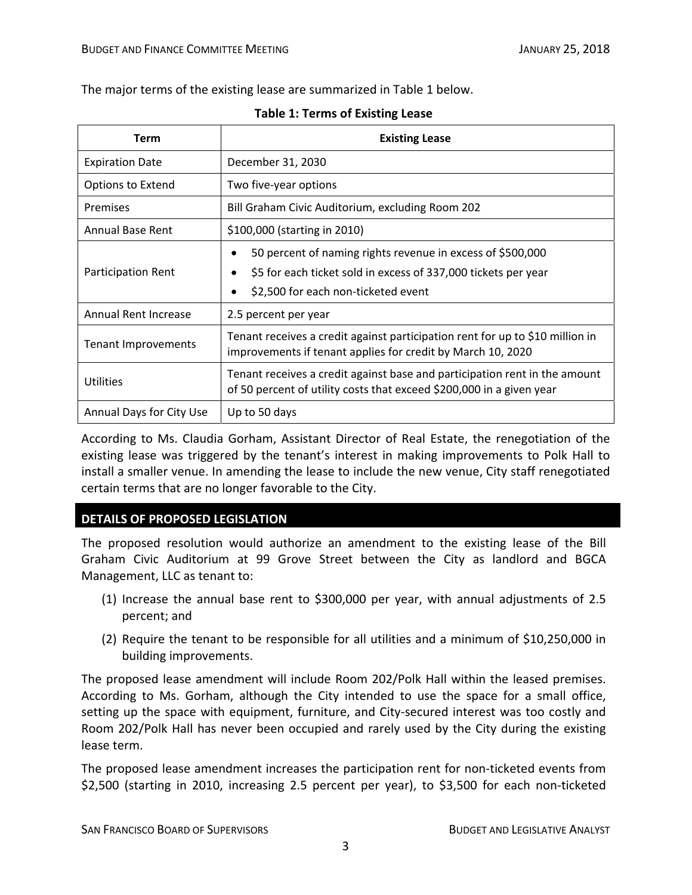The major terms of the existing lease are summarized in Table 1 below.

**Table 1: Terms of Existing Lease**

| Term | Existing Lease |
|---|---|
| Expiration Date | December 31, 2030 |
| Options to Extend | Two five-year options |
| Premises | Bill Graham Civic Auditorium, excluding Room 202 |
| Annual Base Rent | $100,000 (starting in 2010) |
| Participation Rent | • 50 percent of naming rights revenue in excess of $500,000<br>• $5 for each ticket sold in excess of 337,000 tickets per year<br>• $2,500 for each non-ticketed event |
| Annual Rent Increase | 2.5 percent per year |
| Tenant Improvements | Tenant receives a credit against participation rent for up to $10 million in improvements if tenant applies for credit by March 10, 2020 |
| Utilities | Tenant receives a credit against base and participation rent in the amount of 50 percent of utility costs that exceed $200,000 in a given year |
| Annual Days for City Use | Up to 50 days |

According to Ms. Claudia Gorham, Assistant Director of Real Estate, the renegotiation of the existing lease was triggered by the tenant's interest in making improvements to Polk Hall to install a smaller venue. In amending the lease to include the new venue, City staff renegotiated certain terms that are no longer favorable to the City.

## DETAILS OF PROPOSED LEGISLATION

The proposed resolution would authorize an amendment to the existing lease of the Bill Graham Civic Auditorium at 99 Grove Street between the City as landlord and BGCA Management, LLC as tenant to:

(1) Increase the annual base rent to $300,000 per year, with annual adjustments of 2.5 percent; and

(2) Require the tenant to be responsible for all utilities and a minimum of $10,250,000 in building improvements.

The proposed lease amendment will include Room 202/Polk Hall within the leased premises. According to Ms. Gorham, although the City intended to use the space for a small office, setting up the space with equipment, furniture, and City-secured interest was too costly and Room 202/Polk Hall has never been occupied and rarely used by the City during the existing lease term.

The proposed lease amendment increases the participation rent for non-ticketed events from $2,500 (starting in 2010, increasing 2.5 percent per year), to $3,500 for each non-ticketed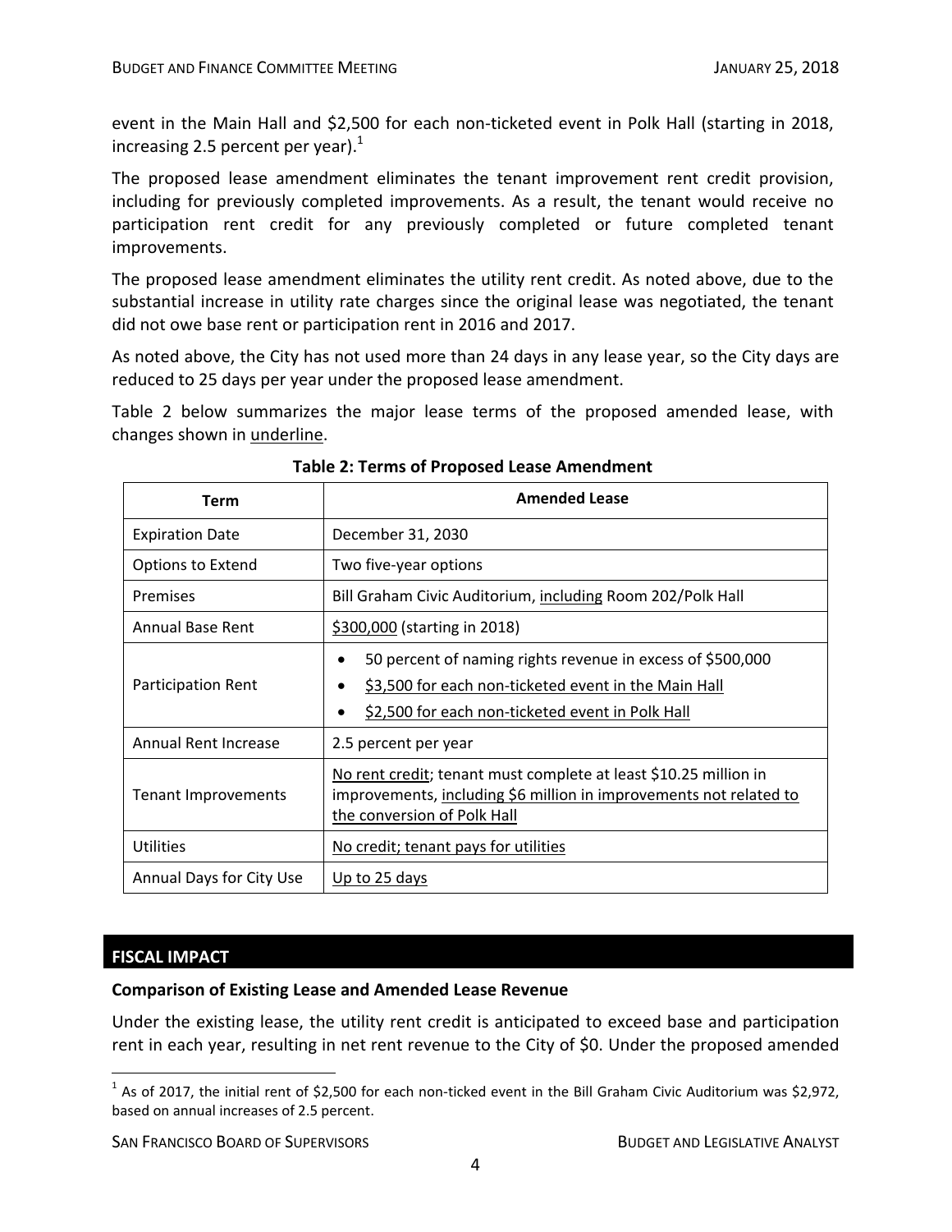event in the Main Hall and $2,500 for each non-ticketed event in Polk Hall (starting in 2018, increasing 2.5 percent per year).[1]

The proposed lease amendment eliminates the tenant improvement rent credit provision, including for previously completed improvements. As a result, the tenant would receive no participation rent credit for any previously completed or future completed tenant improvements.

The proposed lease amendment eliminates the utility rent credit. As noted above, due to the substantial increase in utility rate charges since the original lease was negotiated, the tenant did not owe base rent or participation rent in 2016 and 2017.

As noted above, the City has not used more than 24 days in any lease year, so the City days are reduced to 25 days per year under the proposed lease amendment.

Table 2 below summarizes the major lease terms of the proposed amended lease, with changes shown in <u>underline</u>.

**Table 2: Terms of Proposed Lease Amendment**

| Term | Amended Lease |
|---|---|
| Expiration Date | December 31, 2030 |
| Options to Extend | Two five-year options |
| Premises | Bill Graham Civic Auditorium, <u>including</u> Room 202/Polk Hall |
| Annual Base Rent | <u>$300,000</u> (starting in 2018) |
| Participation Rent | • 50 percent of naming rights revenue in excess of $500,000<br>• <u>$3,500 for each non-ticketed event in the Main Hall</u><br>• <u>$2,500 for each non-ticketed event in Polk Hall</u> |
| Annual Rent Increase | 2.5 percent per year |
| Tenant Improvements | <u>No rent credit</u>; tenant must complete at least $10.25 million in improvements, <u>including $6 million in improvements not related to the conversion of Polk Hall</u> |
| Utilities | <u>No credit; tenant pays for utilities</u> |
| Annual Days for City Use | <u>Up to 25 days</u> |

## FISCAL IMPACT

### Comparison of Existing Lease and Amended Lease Revenue

Under the existing lease, the utility rent credit is anticipated to exceed base and participation rent in each year, resulting in net rent revenue to the City of $0. Under the proposed amended

[1] As of 2017, the initial rent of $2,500 for each non-ticked event in the Bill Graham Civic Auditorium was $2,972, based on annual increases of 2.5 percent.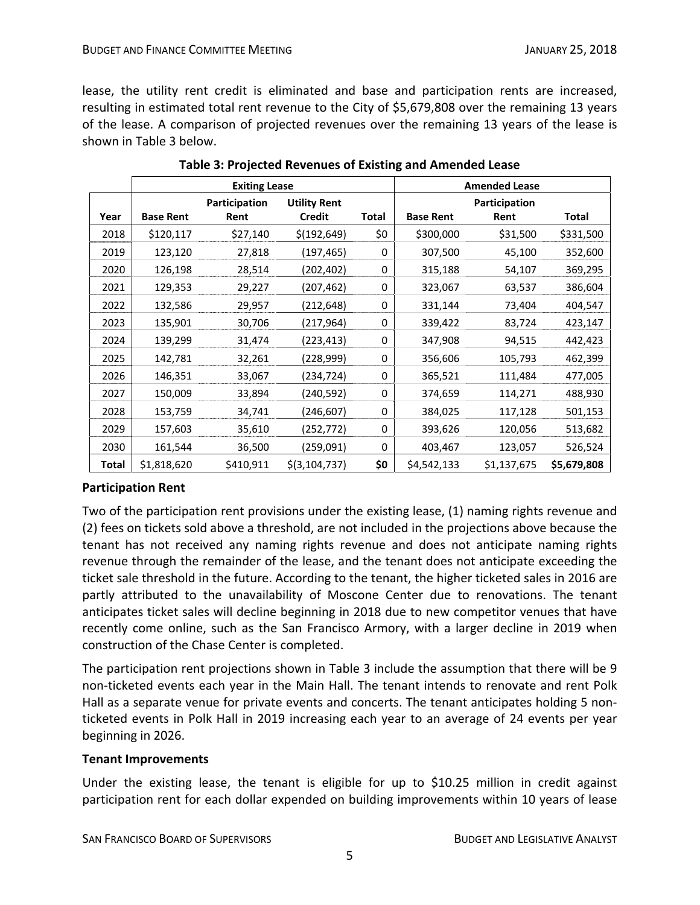lease, the utility rent credit is eliminated and base and participation rents are increased, resulting in estimated total rent revenue to the City of $5,679,808 over the remaining 13 years of the lease. A comparison of projected revenues over the remaining 13 years of the lease is shown in Table 3 below.

**Table 3: Projected Revenues of Existing and Amended Lease**

| | Exiting Lease | | | | Amended Lease | | |
|---|---|---|---|---|---|---|---|
| Year | Base Rent | Participation Rent | Utility Rent Credit | Total | Base Rent | Participation Rent | Total |
| 2018 | $120,117 | $27,140 | $(192,649) | $0 | $300,000 | $31,500 | $331,500 |
| 2019 | 123,120 | 27,818 | (197,465) | 0 | 307,500 | 45,100 | 352,600 |
| 2020 | 126,198 | 28,514 | (202,402) | 0 | 315,188 | 54,107 | 369,295 |
| 2021 | 129,353 | 29,227 | (207,462) | 0 | 323,067 | 63,537 | 386,604 |
| 2022 | 132,586 | 29,957 | (212,648) | 0 | 331,144 | 73,404 | 404,547 |
| 2023 | 135,901 | 30,706 | (217,964) | 0 | 339,422 | 83,724 | 423,147 |
| 2024 | 139,299 | 31,474 | (223,413) | 0 | 347,908 | 94,515 | 442,423 |
| 2025 | 142,781 | 32,261 | (228,999) | 0 | 356,606 | 105,793 | 462,399 |
| 2026 | 146,351 | 33,067 | (234,724) | 0 | 365,521 | 111,484 | 477,005 |
| 2027 | 150,009 | 33,894 | (240,592) | 0 | 374,659 | 114,271 | 488,930 |
| 2028 | 153,759 | 34,741 | (246,607) | 0 | 384,025 | 117,128 | 501,153 |
| 2029 | 157,603 | 35,610 | (252,772) | 0 | 393,626 | 120,056 | 513,682 |
| 2030 | 161,544 | 36,500 | (259,091) | 0 | 403,467 | 123,057 | 526,524 |
| **Total** | $1,818,620 | $410,911 | $(3,104,737) | **$0** | $4,542,133 | $1,137,675 | **$5,679,808** |

**Participation Rent**

Two of the participation rent provisions under the existing lease, (1) naming rights revenue and (2) fees on tickets sold above a threshold, are not included in the projections above because the tenant has not received any naming rights revenue and does not anticipate naming rights revenue through the remainder of the lease, and the tenant does not anticipate exceeding the ticket sale threshold in the future. According to the tenant, the higher ticketed sales in 2016 are partly attributed to the unavailability of Moscone Center due to renovations. The tenant anticipates ticket sales will decline beginning in 2018 due to new competitor venues that have recently come online, such as the San Francisco Armory, with a larger decline in 2019 when construction of the Chase Center is completed.

The participation rent projections shown in Table 3 include the assumption that there will be 9 non-ticketed events each year in the Main Hall. The tenant intends to renovate and rent Polk Hall as a separate venue for private events and concerts. The tenant anticipates holding 5 non-ticketed events in Polk Hall in 2019 increasing each year to an average of 24 events per year beginning in 2026.

**Tenant Improvements**

Under the existing lease, the tenant is eligible for up to $10.25 million in credit against participation rent for each dollar expended on building improvements within 10 years of lease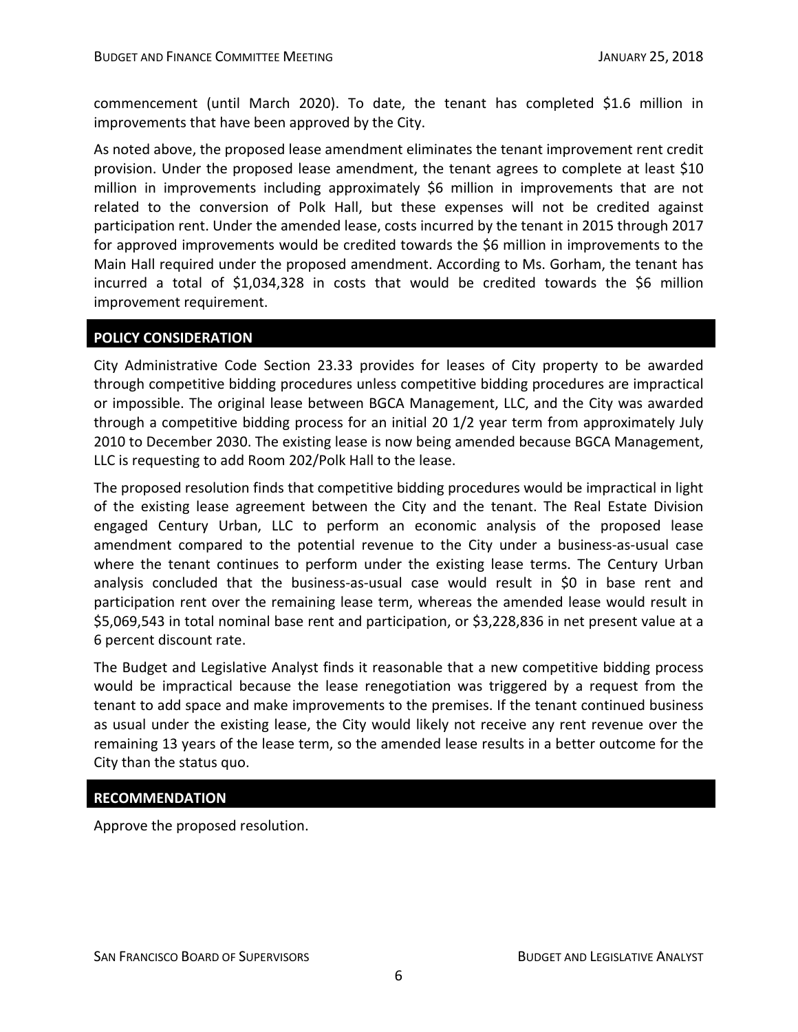commencement (until March 2020). To date, the tenant has completed $1.6 million in improvements that have been approved by the City.

As noted above, the proposed lease amendment eliminates the tenant improvement rent credit provision. Under the proposed lease amendment, the tenant agrees to complete at least $10 million in improvements including approximately $6 million in improvements that are not related to the conversion of Polk Hall, but these expenses will not be credited against participation rent. Under the amended lease, costs incurred by the tenant in 2015 through 2017 for approved improvements would be credited towards the $6 million in improvements to the Main Hall required under the proposed amendment. According to Ms. Gorham, the tenant has incurred a total of $1,034,328 in costs that would be credited towards the $6 million improvement requirement.

## POLICY CONSIDERATION

City Administrative Code Section 23.33 provides for leases of City property to be awarded through competitive bidding procedures unless competitive bidding procedures are impractical or impossible. The original lease between BGCA Management, LLC, and the City was awarded through a competitive bidding process for an initial 20 1/2 year term from approximately July 2010 to December 2030. The existing lease is now being amended because BGCA Management, LLC is requesting to add Room 202/Polk Hall to the lease.

The proposed resolution finds that competitive bidding procedures would be impractical in light of the existing lease agreement between the City and the tenant. The Real Estate Division engaged Century Urban, LLC to perform an economic analysis of the proposed lease amendment compared to the potential revenue to the City under a business-as-usual case where the tenant continues to perform under the existing lease terms. The Century Urban analysis concluded that the business-as-usual case would result in $0 in base rent and participation rent over the remaining lease term, whereas the amended lease would result in $5,069,543 in total nominal base rent and participation, or $3,228,836 in net present value at a 6 percent discount rate.

The Budget and Legislative Analyst finds it reasonable that a new competitive bidding process would be impractical because the lease renegotiation was triggered by a request from the tenant to add space and make improvements to the premises. If the tenant continued business as usual under the existing lease, the City would likely not receive any rent revenue over the remaining 13 years of the lease term, so the amended lease results in a better outcome for the City than the status quo.

## RECOMMENDATION

Approve the proposed resolution.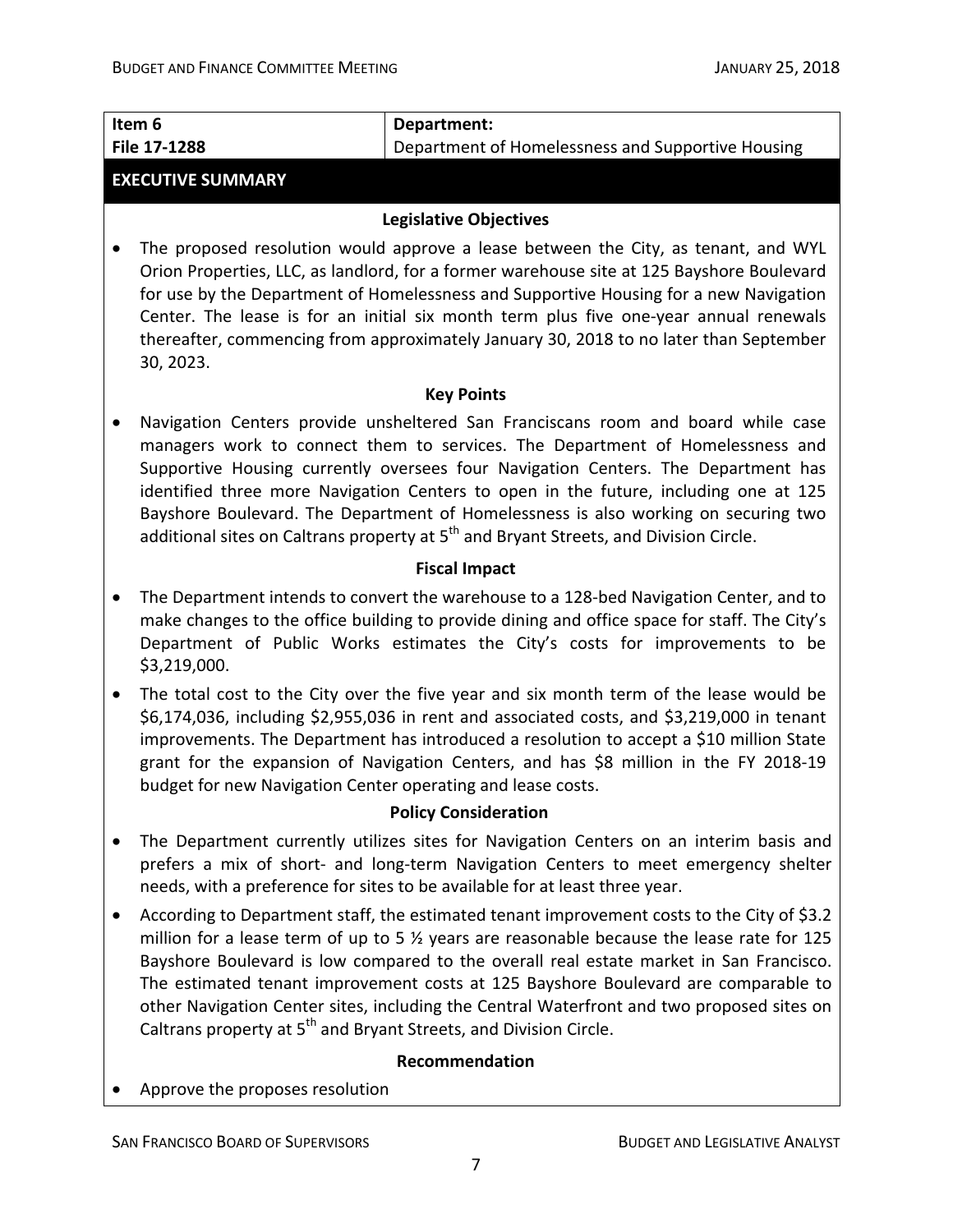| Item 6<br>File 17-1288 | Department:<br>Department of Homelessness and Supportive Housing |
|---|---|

## EXECUTIVE SUMMARY

### Legislative Objectives

- The proposed resolution would approve a lease between the City, as tenant, and WYL Orion Properties, LLC, as landlord, for a former warehouse site at 125 Bayshore Boulevard for use by the Department of Homelessness and Supportive Housing for a new Navigation Center. The lease is for an initial six month term plus five one-year annual renewals thereafter, commencing from approximately January 30, 2018 to no later than September 30, 2023.

### Key Points

- Navigation Centers provide unsheltered San Franciscans room and board while case managers work to connect them to services. The Department of Homelessness and Supportive Housing currently oversees four Navigation Centers. The Department has identified three more Navigation Centers to open in the future, including one at 125 Bayshore Boulevard. The Department of Homelessness is also working on securing two additional sites on Caltrans property at 5th and Bryant Streets, and Division Circle.

### Fiscal Impact

- The Department intends to convert the warehouse to a 128-bed Navigation Center, and to make changes to the office building to provide dining and office space for staff. The City's Department of Public Works estimates the City's costs for improvements to be $3,219,000.
- The total cost to the City over the five year and six month term of the lease would be $6,174,036, including $2,955,036 in rent and associated costs, and $3,219,000 in tenant improvements. The Department has introduced a resolution to accept a $10 million State grant for the expansion of Navigation Centers, and has $8 million in the FY 2018-19 budget for new Navigation Center operating and lease costs.

### Policy Consideration

- The Department currently utilizes sites for Navigation Centers on an interim basis and prefers a mix of short- and long-term Navigation Centers to meet emergency shelter needs, with a preference for sites to be available for at least three year.
- According to Department staff, the estimated tenant improvement costs to the City of $3.2 million for a lease term of up to 5 ½ years are reasonable because the lease rate for 125 Bayshore Boulevard is low compared to the overall real estate market in San Francisco. The estimated tenant improvement costs at 125 Bayshore Boulevard are comparable to other Navigation Center sites, including the Central Waterfront and two proposed sites on Caltrans property at 5th and Bryant Streets, and Division Circle.

### Recommendation

- Approve the proposes resolution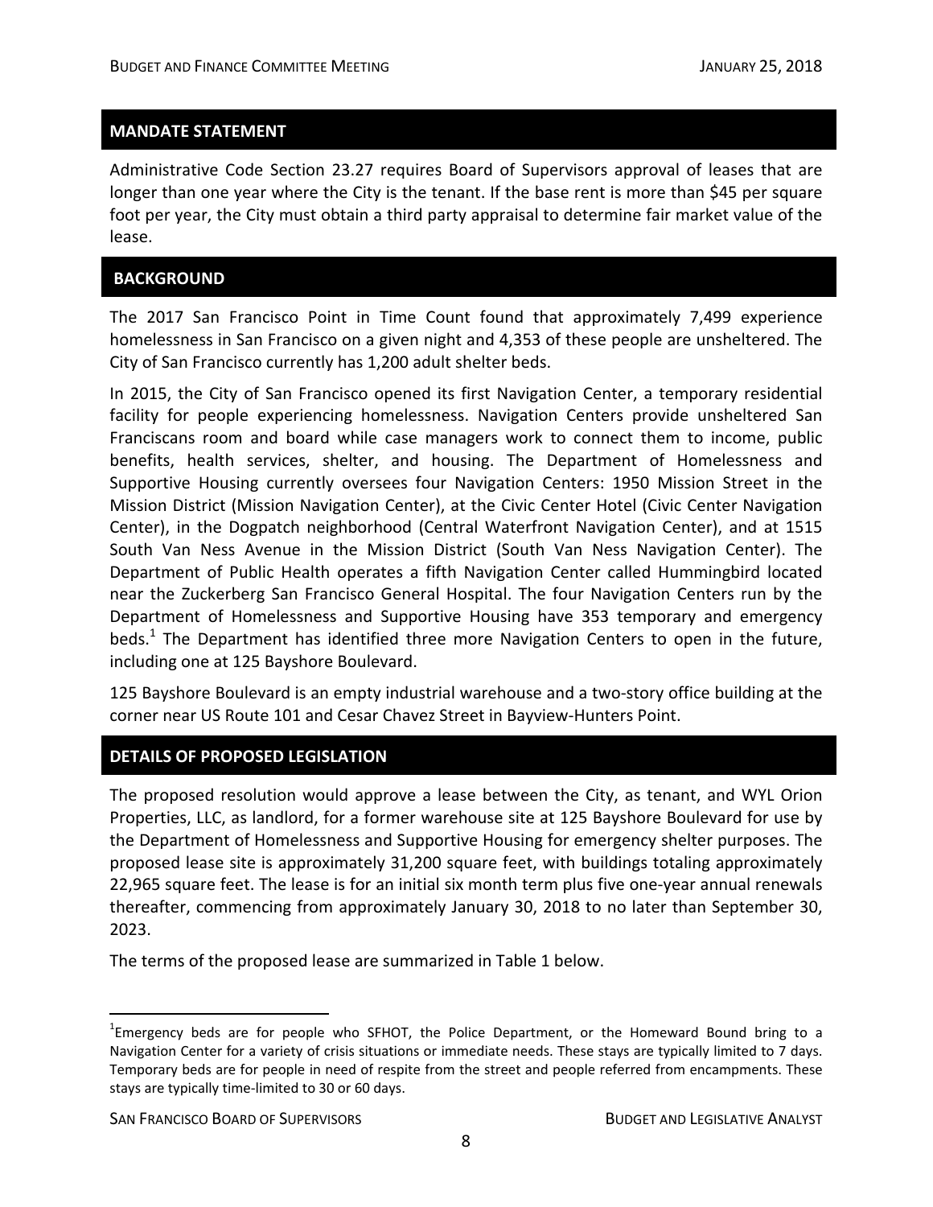## MANDATE STATEMENT

Administrative Code Section 23.27 requires Board of Supervisors approval of leases that are longer than one year where the City is the tenant. If the base rent is more than $45 per square foot per year, the City must obtain a third party appraisal to determine fair market value of the lease.

## BACKGROUND

The 2017 San Francisco Point in Time Count found that approximately 7,499 experience homelessness in San Francisco on a given night and 4,353 of these people are unsheltered. The City of San Francisco currently has 1,200 adult shelter beds.

In 2015, the City of San Francisco opened its first Navigation Center, a temporary residential facility for people experiencing homelessness. Navigation Centers provide unsheltered San Franciscans room and board while case managers work to connect them to income, public benefits, health services, shelter, and housing. The Department of Homelessness and Supportive Housing currently oversees four Navigation Centers: 1950 Mission Street in the Mission District (Mission Navigation Center), at the Civic Center Hotel (Civic Center Navigation Center), in the Dogpatch neighborhood (Central Waterfront Navigation Center), and at 1515 South Van Ness Avenue in the Mission District (South Van Ness Navigation Center). The Department of Public Health operates a fifth Navigation Center called Hummingbird located near the Zuckerberg San Francisco General Hospital. The four Navigation Centers run by the Department of Homelessness and Supportive Housing have 353 temporary and emergency beds.[1] The Department has identified three more Navigation Centers to open in the future, including one at 125 Bayshore Boulevard.

125 Bayshore Boulevard is an empty industrial warehouse and a two-story office building at the corner near US Route 101 and Cesar Chavez Street in Bayview-Hunters Point.

## DETAILS OF PROPOSED LEGISLATION

The proposed resolution would approve a lease between the City, as tenant, and WYL Orion Properties, LLC, as landlord, for a former warehouse site at 125 Bayshore Boulevard for use by the Department of Homelessness and Supportive Housing for emergency shelter purposes. The proposed lease site is approximately 31,200 square feet, with buildings totaling approximately 22,965 square feet. The lease is for an initial six month term plus five one-year annual renewals thereafter, commencing from approximately January 30, 2018 to no later than September 30, 2023.

The terms of the proposed lease are summarized in Table 1 below.

[1] Emergency beds are for people who SFHOT, the Police Department, or the Homeward Bound bring to a Navigation Center for a variety of crisis situations or immediate needs. These stays are typically limited to 7 days. Temporary beds are for people in need of respite from the street and people referred from encampments. These stays are typically time-limited to 30 or 60 days.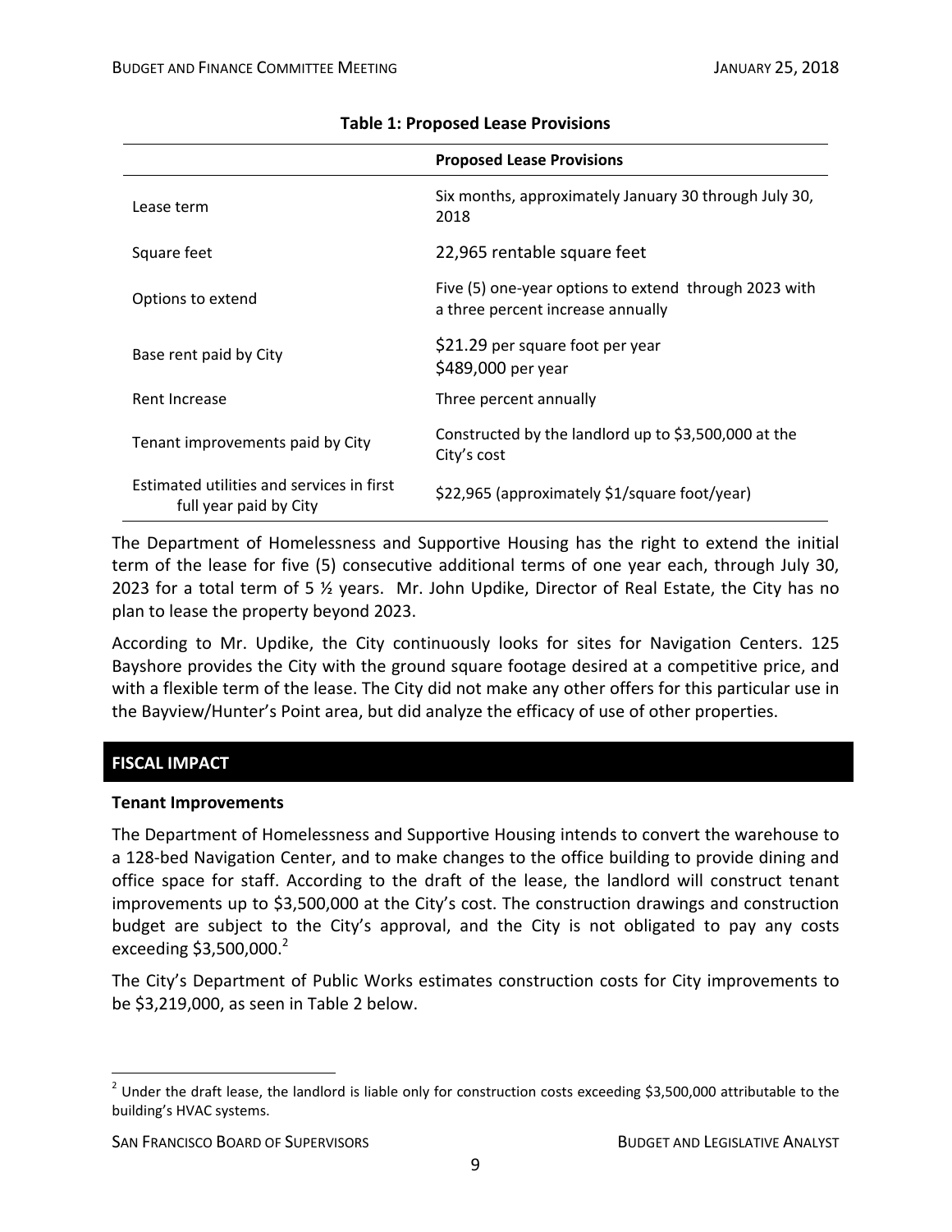**Table 1: Proposed Lease Provisions**

| | Proposed Lease Provisions |
|---|---|
| Lease term | Six months, approximately January 30 through July 30, 2018 |
| Square feet | 22,965 rentable square feet |
| Options to extend | Five (5) one-year options to extend through 2023 with a three percent increase annually |
| Base rent paid by City | $21.29 per square foot per year<br>$489,000 per year |
| Rent Increase | Three percent annually |
| Tenant improvements paid by City | Constructed by the landlord up to $3,500,000 at the City's cost |
| Estimated utilities and services in first full year paid by City | $22,965 (approximately $1/square foot/year) |

The Department of Homelessness and Supportive Housing has the right to extend the initial term of the lease for five (5) consecutive additional terms of one year each, through July 30, 2023 for a total term of 5 ½ years. Mr. John Updike, Director of Real Estate, the City has no plan to lease the property beyond 2023.

According to Mr. Updike, the City continuously looks for sites for Navigation Centers. 125 Bayshore provides the City with the ground square footage desired at a competitive price, and with a flexible term of the lease. The City did not make any other offers for this particular use in the Bayview/Hunter's Point area, but did analyze the efficacy of use of other properties.

## FISCAL IMPACT

### Tenant Improvements

The Department of Homelessness and Supportive Housing intends to convert the warehouse to a 128-bed Navigation Center, and to make changes to the office building to provide dining and office space for staff. According to the draft of the lease, the landlord will construct tenant improvements up to $3,500,000 at the City's cost. The construction drawings and construction budget are subject to the City's approval, and the City is not obligated to pay any costs exceeding $3,500,000.[2]

The City's Department of Public Works estimates construction costs for City improvements to be $3,219,000, as seen in Table 2 below.

[2] Under the draft lease, the landlord is liable only for construction costs exceeding $3,500,000 attributable to the building's HVAC systems.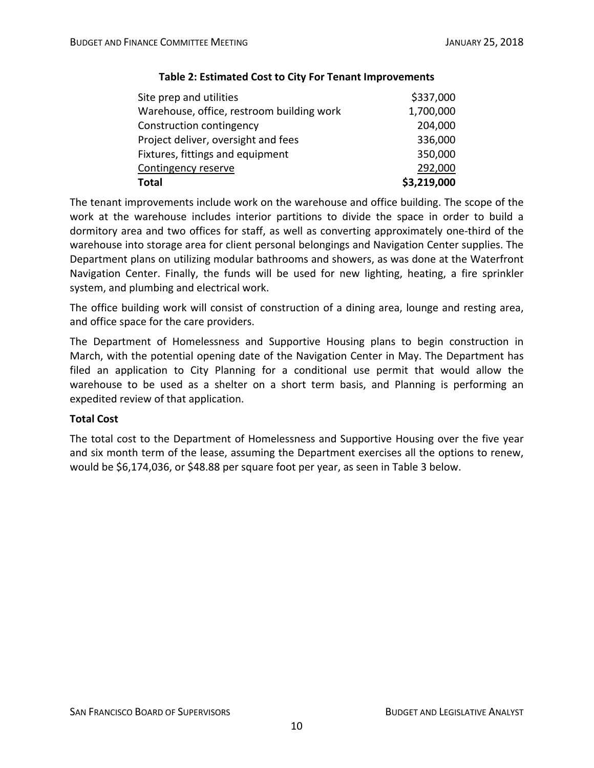**Table 2: Estimated Cost to City For Tenant Improvements**

| | |
|---|---|
| Site prep and utilities | $337,000 |
| Warehouse, office, restroom building work | 1,700,000 |
| Construction contingency | 204,000 |
| Project deliver, oversight and fees | 336,000 |
| Fixtures, fittings and equipment | 350,000 |
| Contingency reserve | 292,000 |
| **Total** | **$3,219,000** |

The tenant improvements include work on the warehouse and office building. The scope of the work at the warehouse includes interior partitions to divide the space in order to build a dormitory area and two offices for staff, as well as converting approximately one-third of the warehouse into storage area for client personal belongings and Navigation Center supplies. The Department plans on utilizing modular bathrooms and showers, as was done at the Waterfront Navigation Center. Finally, the funds will be used for new lighting, heating, a fire sprinkler system, and plumbing and electrical work.

The office building work will consist of construction of a dining area, lounge and resting area, and office space for the care providers.

The Department of Homelessness and Supportive Housing plans to begin construction in March, with the potential opening date of the Navigation Center in May. The Department has filed an application to City Planning for a conditional use permit that would allow the warehouse to be used as a shelter on a short term basis, and Planning is performing an expedited review of that application.

**Total Cost**

The total cost to the Department of Homelessness and Supportive Housing over the five year and six month term of the lease, assuming the Department exercises all the options to renew, would be $6,174,036, or $48.88 per square foot per year, as seen in Table 3 below.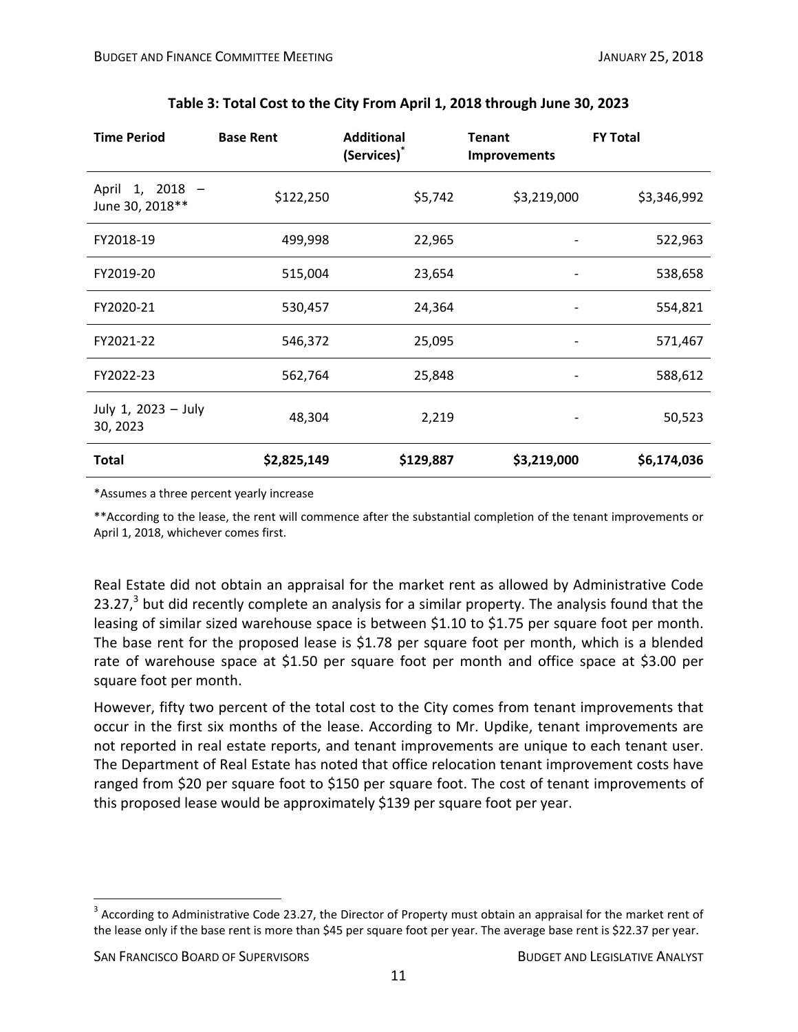**Table 3: Total Cost to the City From April 1, 2018 through June 30, 2023**

| Time Period | Base Rent | Additional (Services)* | Tenant Improvements | FY Total |
|---|---|---|---|---|
| April 1, 2018 – June 30, 2018** | $122,250 | $5,742 | $3,219,000 | $3,346,992 |
| FY2018-19 | 499,998 | 22,965 | - | 522,963 |
| FY2019-20 | 515,004 | 23,654 | - | 538,658 |
| FY2020-21 | 530,457 | 24,364 | - | 554,821 |
| FY2021-22 | 546,372 | 25,095 | - | 571,467 |
| FY2022-23 | 562,764 | 25,848 | - | 588,612 |
| July 1, 2023 – July 30, 2023 | 48,304 | 2,219 | - | 50,523 |
| **Total** | **$2,825,149** | **$129,887** | **$3,219,000** | **$6,174,036** |

*Assumes a three percent yearly increase

**According to the lease, the rent will commence after the substantial completion of the tenant improvements or April 1, 2018, whichever comes first.

Real Estate did not obtain an appraisal for the market rent as allowed by Administrative Code 23.27,[3] but did recently complete an analysis for a similar property. The analysis found that the leasing of similar sized warehouse space is between $1.10 to $1.75 per square foot per month. The base rent for the proposed lease is $1.78 per square foot per month, which is a blended rate of warehouse space at $1.50 per square foot per month and office space at $3.00 per square foot per month.

However, fifty two percent of the total cost to the City comes from tenant improvements that occur in the first six months of the lease. According to Mr. Updike, tenant improvements are not reported in real estate reports, and tenant improvements are unique to each tenant user. The Department of Real Estate has noted that office relocation tenant improvement costs have ranged from $20 per square foot to $150 per square foot. The cost of tenant improvements of this proposed lease would be approximately $139 per square foot per year.

[3] According to Administrative Code 23.27, the Director of Property must obtain an appraisal for the market rent of the lease only if the base rent is more than $45 per square foot per year. The average base rent is $22.37 per year.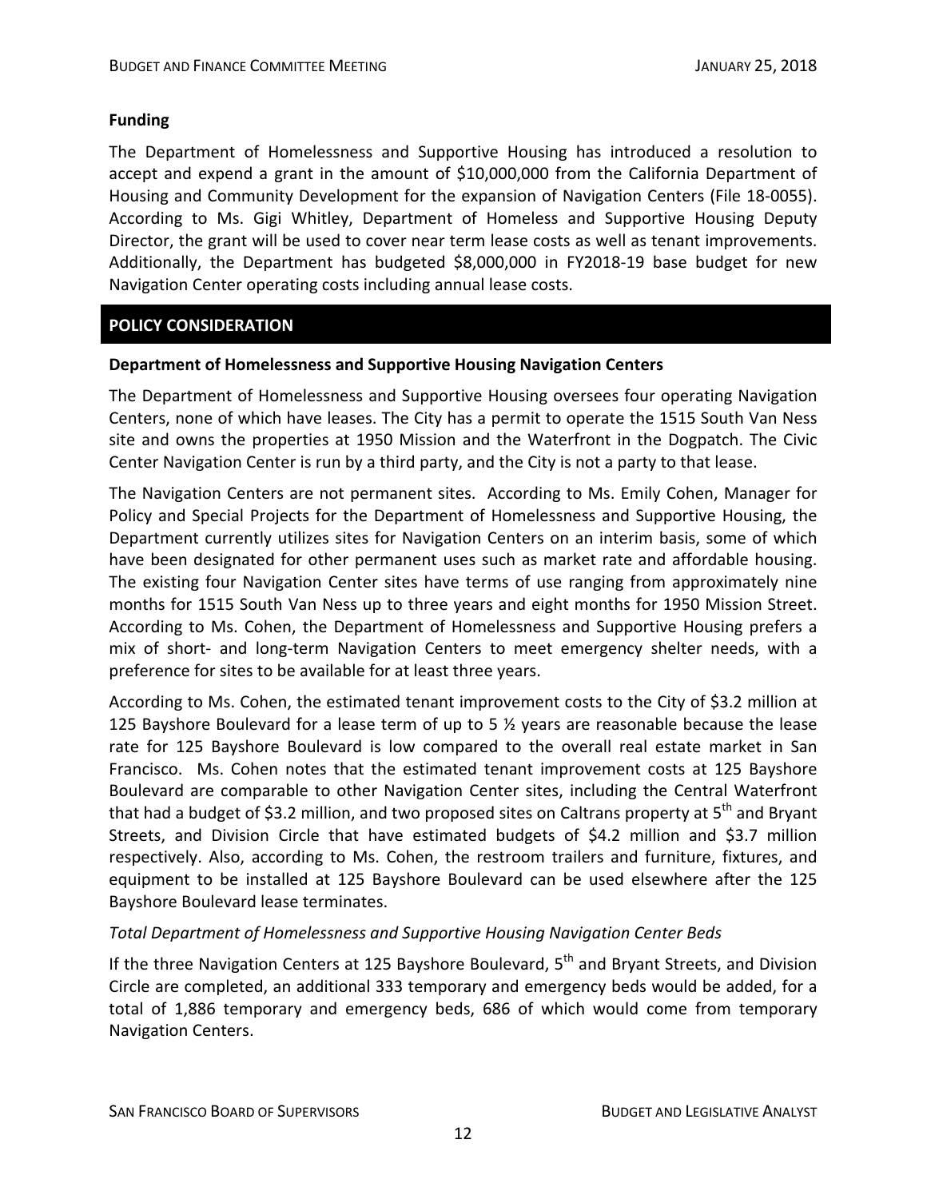**Funding**

The Department of Homelessness and Supportive Housing has introduced a resolution to accept and expend a grant in the amount of $10,000,000 from the California Department of Housing and Community Development for the expansion of Navigation Centers (File 18-0055). According to Ms. Gigi Whitley, Department of Homeless and Supportive Housing Deputy Director, the grant will be used to cover near term lease costs as well as tenant improvements. Additionally, the Department has budgeted $8,000,000 in FY2018-19 base budget for new Navigation Center operating costs including annual lease costs.

## POLICY CONSIDERATION

**Department of Homelessness and Supportive Housing Navigation Centers**

The Department of Homelessness and Supportive Housing oversees four operating Navigation Centers, none of which have leases. The City has a permit to operate the 1515 South Van Ness site and owns the properties at 1950 Mission and the Waterfront in the Dogpatch. The Civic Center Navigation Center is run by a third party, and the City is not a party to that lease.

The Navigation Centers are not permanent sites. According to Ms. Emily Cohen, Manager for Policy and Special Projects for the Department of Homelessness and Supportive Housing, the Department currently utilizes sites for Navigation Centers on an interim basis, some of which have been designated for other permanent uses such as market rate and affordable housing. The existing four Navigation Center sites have terms of use ranging from approximately nine months for 1515 South Van Ness up to three years and eight months for 1950 Mission Street. According to Ms. Cohen, the Department of Homelessness and Supportive Housing prefers a mix of short- and long-term Navigation Centers to meet emergency shelter needs, with a preference for sites to be available for at least three years.

According to Ms. Cohen, the estimated tenant improvement costs to the City of $3.2 million at 125 Bayshore Boulevard for a lease term of up to 5 ½ years are reasonable because the lease rate for 125 Bayshore Boulevard is low compared to the overall real estate market in San Francisco. Ms. Cohen notes that the estimated tenant improvement costs at 125 Bayshore Boulevard are comparable to other Navigation Center sites, including the Central Waterfront that had a budget of $3.2 million, and two proposed sites on Caltrans property at 5th and Bryant Streets, and Division Circle that have estimated budgets of $4.2 million and $3.7 million respectively. Also, according to Ms. Cohen, the restroom trailers and furniture, fixtures, and equipment to be installed at 125 Bayshore Boulevard can be used elsewhere after the 125 Bayshore Boulevard lease terminates.

*Total Department of Homelessness and Supportive Housing Navigation Center Beds*

If the three Navigation Centers at 125 Bayshore Boulevard, 5th and Bryant Streets, and Division Circle are completed, an additional 333 temporary and emergency beds would be added, for a total of 1,886 temporary and emergency beds, 686 of which would come from temporary Navigation Centers.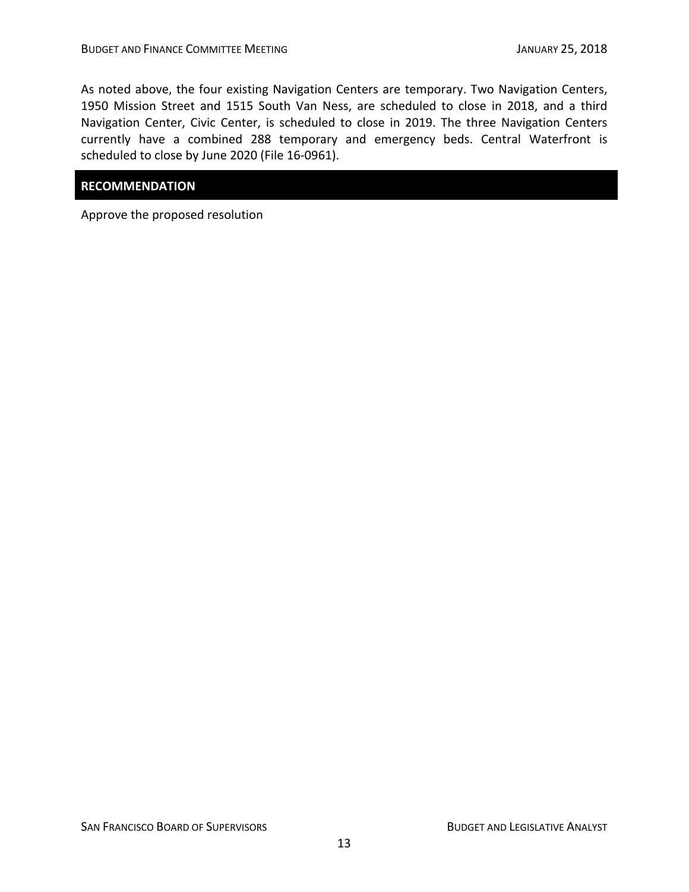As noted above, the four existing Navigation Centers are temporary. Two Navigation Centers, 1950 Mission Street and 1515 South Van Ness, are scheduled to close in 2018, and a third Navigation Center, Civic Center, is scheduled to close in 2019. The three Navigation Centers currently have a combined 288 temporary and emergency beds. Central Waterfront is scheduled to close by June 2020 (File 16-0961).

## RECOMMENDATION

Approve the proposed resolution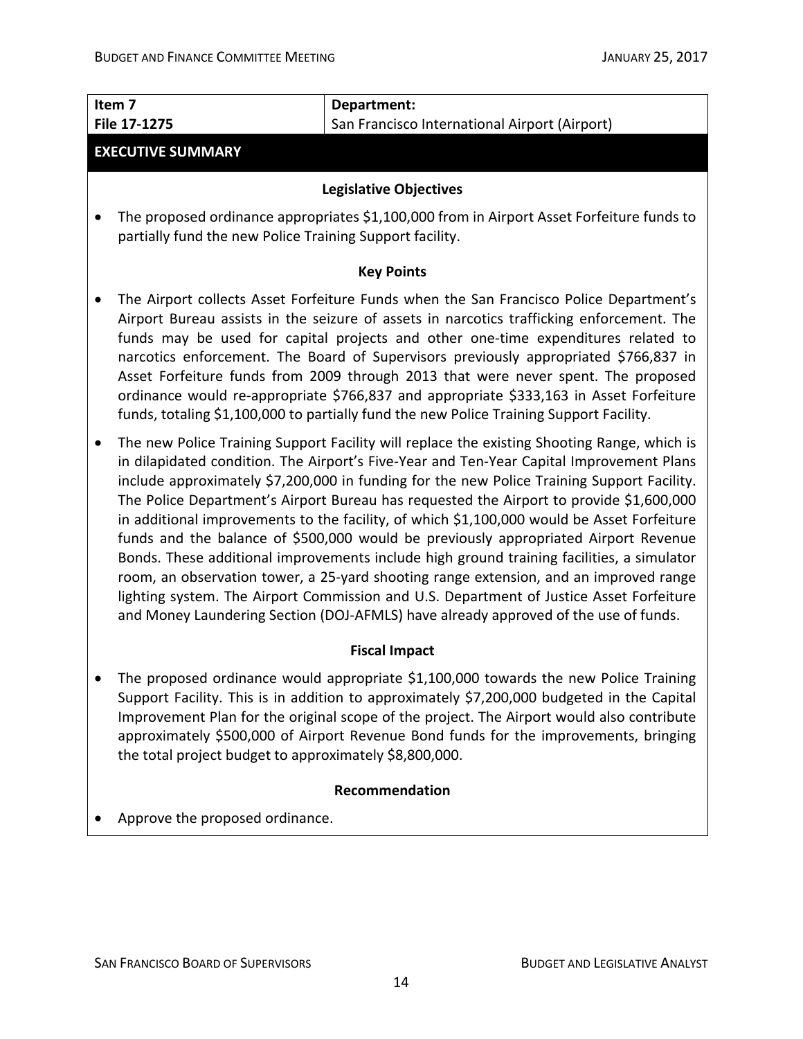| Item 7<br>File 17-1275 | Department:<br>San Francisco International Airport (Airport) |
| --- | --- |

**EXECUTIVE SUMMARY**

### Legislative Objectives

- The proposed ordinance appropriates $1,100,000 from in Airport Asset Forfeiture funds to partially fund the new Police Training Support facility.

### Key Points

- The Airport collects Asset Forfeiture Funds when the San Francisco Police Department's Airport Bureau assists in the seizure of assets in narcotics trafficking enforcement. The funds may be used for capital projects and other one-time expenditures related to narcotics enforcement. The Board of Supervisors previously appropriated $766,837 in Asset Forfeiture funds from 2009 through 2013 that were never spent. The proposed ordinance would re-appropriate $766,837 and appropriate $333,163 in Asset Forfeiture funds, totaling $1,100,000 to partially fund the new Police Training Support Facility.
- The new Police Training Support Facility will replace the existing Shooting Range, which is in dilapidated condition. The Airport's Five-Year and Ten-Year Capital Improvement Plans include approximately $7,200,000 in funding for the new Police Training Support Facility. The Police Department's Airport Bureau has requested the Airport to provide $1,600,000 in additional improvements to the facility, of which $1,100,000 would be Asset Forfeiture funds and the balance of $500,000 would be previously appropriated Airport Revenue Bonds. These additional improvements include high ground training facilities, a simulator room, an observation tower, a 25-yard shooting range extension, and an improved range lighting system. The Airport Commission and U.S. Department of Justice Asset Forfeiture and Money Laundering Section (DOJ-AFMLS) have already approved of the use of funds.

### Fiscal Impact

- The proposed ordinance would appropriate $1,100,000 towards the new Police Training Support Facility. This is in addition to approximately $7,200,000 budgeted in the Capital Improvement Plan for the original scope of the project. The Airport would also contribute approximately $500,000 of Airport Revenue Bond funds for the improvements, bringing the total project budget to approximately $8,800,000.

### Recommendation

- Approve the proposed ordinance.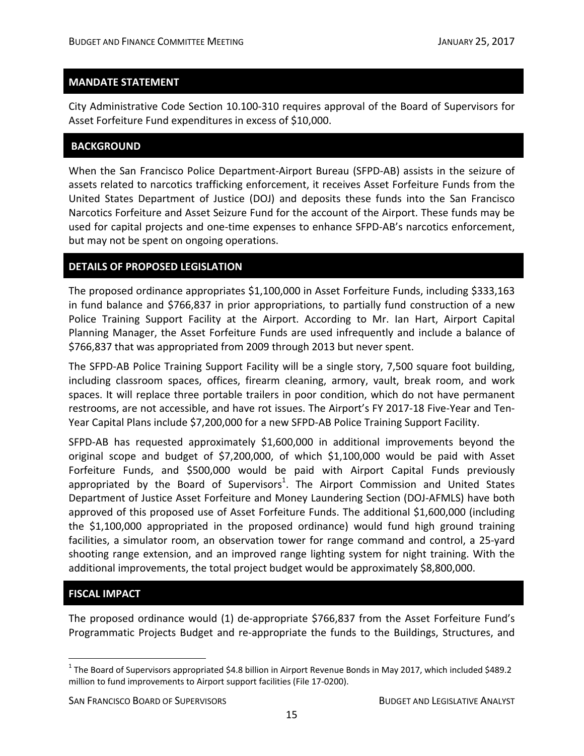## MANDATE STATEMENT

City Administrative Code Section 10.100-310 requires approval of the Board of Supervisors for Asset Forfeiture Fund expenditures in excess of $10,000.

## BACKGROUND

When the San Francisco Police Department-Airport Bureau (SFPD-AB) assists in the seizure of assets related to narcotics trafficking enforcement, it receives Asset Forfeiture Funds from the United States Department of Justice (DOJ) and deposits these funds into the San Francisco Narcotics Forfeiture and Asset Seizure Fund for the account of the Airport. These funds may be used for capital projects and one-time expenses to enhance SFPD-AB's narcotics enforcement, but may not be spent on ongoing operations.

## DETAILS OF PROPOSED LEGISLATION

The proposed ordinance appropriates $1,100,000 in Asset Forfeiture Funds, including $333,163 in fund balance and $766,837 in prior appropriations, to partially fund construction of a new Police Training Support Facility at the Airport. According to Mr. Ian Hart, Airport Capital Planning Manager, the Asset Forfeiture Funds are used infrequently and include a balance of $766,837 that was appropriated from 2009 through 2013 but never spent.

The SFPD-AB Police Training Support Facility will be a single story, 7,500 square foot building, including classroom spaces, offices, firearm cleaning, armory, vault, break room, and work spaces. It will replace three portable trailers in poor condition, which do not have permanent restrooms, are not accessible, and have rot issues. The Airport's FY 2017-18 Five-Year and Ten-Year Capital Plans include $7,200,000 for a new SFPD-AB Police Training Support Facility.

SFPD-AB has requested approximately $1,600,000 in additional improvements beyond the original scope and budget of $7,200,000, of which $1,100,000 would be paid with Asset Forfeiture Funds, and $500,000 would be paid with Airport Capital Funds previously appropriated by the Board of Supervisors[1]. The Airport Commission and United States Department of Justice Asset Forfeiture and Money Laundering Section (DOJ-AFMLS) have both approved of this proposed use of Asset Forfeiture Funds. The additional $1,600,000 (including the $1,100,000 appropriated in the proposed ordinance) would fund high ground training facilities, a simulator room, an observation tower for range command and control, a 25-yard shooting range extension, and an improved range lighting system for night training. With the additional improvements, the total project budget would be approximately $8,800,000.

## FISCAL IMPACT

The proposed ordinance would (1) de-appropriate $766,837 from the Asset Forfeiture Fund's Programmatic Projects Budget and re-appropriate the funds to the Buildings, Structures, and

[1] The Board of Supervisors appropriated $4.8 billion in Airport Revenue Bonds in May 2017, which included $489.2 million to fund improvements to Airport support facilities (File 17-0200).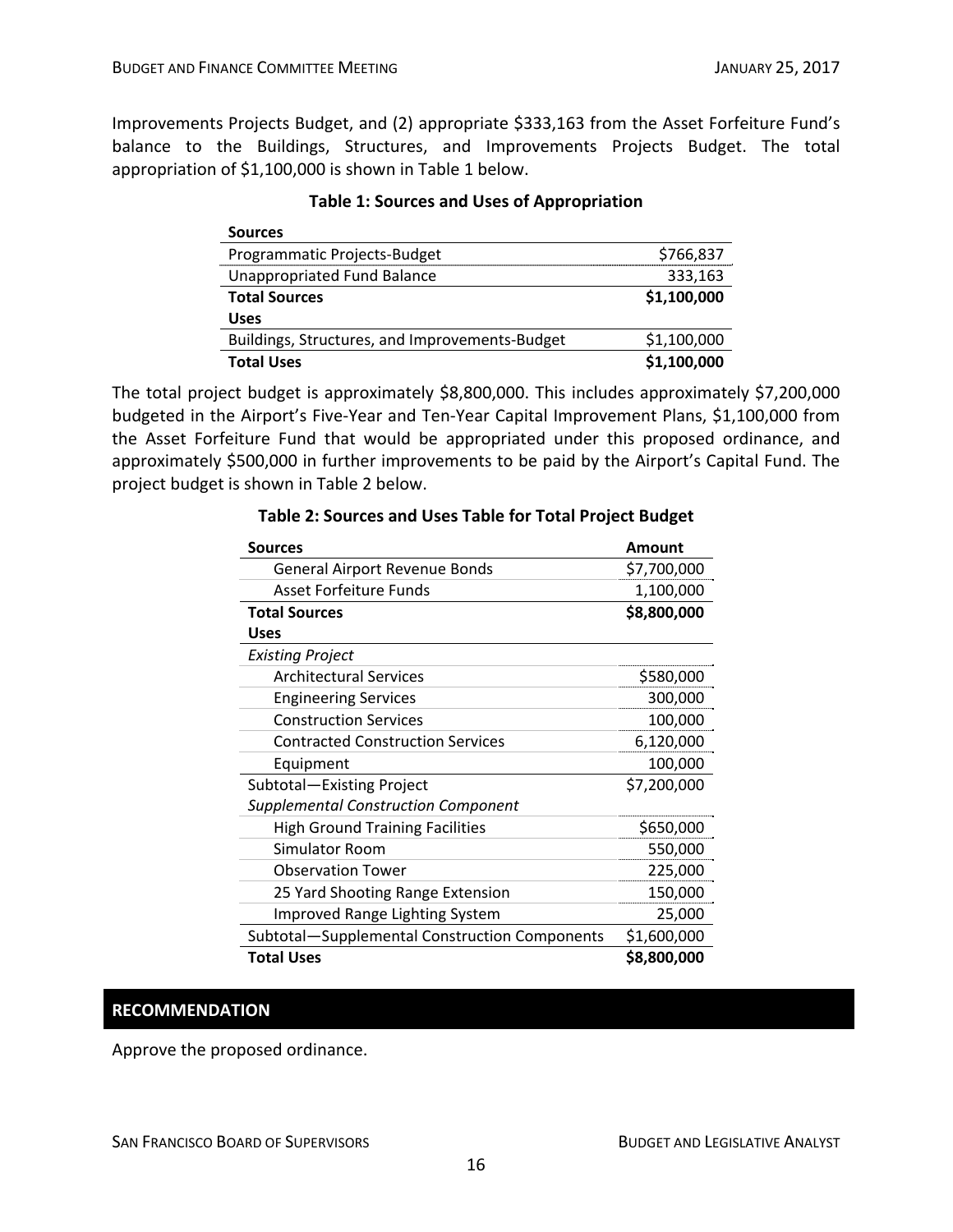Improvements Projects Budget, and (2) appropriate $333,163 from the Asset Forfeiture Fund's balance to the Buildings, Structures, and Improvements Projects Budget. The total appropriation of $1,100,000 is shown in Table 1 below.

**Table 1: Sources and Uses of Appropriation**

| **Sources** | |
|---|---|
| Programmatic Projects-Budget | $766,837 |
| Unappropriated Fund Balance | 333,163 |
| **Total Sources** | **$1,100,000** |
| **Uses** | |
| Buildings, Structures, and Improvements-Budget | $1,100,000 |
| **Total Uses** | **$1,100,000** |

The total project budget is approximately $8,800,000. This includes approximately $7,200,000 budgeted in the Airport's Five-Year and Ten-Year Capital Improvement Plans, $1,100,000 from the Asset Forfeiture Fund that would be appropriated under this proposed ordinance, and approximately $500,000 in further improvements to be paid by the Airport's Capital Fund. The project budget is shown in Table 2 below.

**Table 2: Sources and Uses Table for Total Project Budget**

| **Sources** | **Amount** |
|---|---|
| General Airport Revenue Bonds | $7,700,000 |
| Asset Forfeiture Funds | 1,100,000 |
| **Total Sources** | **$8,800,000** |
| **Uses** | |
| *Existing Project* | |
| Architectural Services | $580,000 |
| Engineering Services | 300,000 |
| Construction Services | 100,000 |
| Contracted Construction Services | 6,120,000 |
| Equipment | 100,000 |
| Subtotal—Existing Project | $7,200,000 |
| *Supplemental Construction Component* | |
| High Ground Training Facilities | $650,000 |
| Simulator Room | 550,000 |
| Observation Tower | 225,000 |
| 25 Yard Shooting Range Extension | 150,000 |
| Improved Range Lighting System | 25,000 |
| Subtotal—Supplemental Construction Components | $1,600,000 |
| **Total Uses** | **$8,800,000** |

## RECOMMENDATION

Approve the proposed ordinance.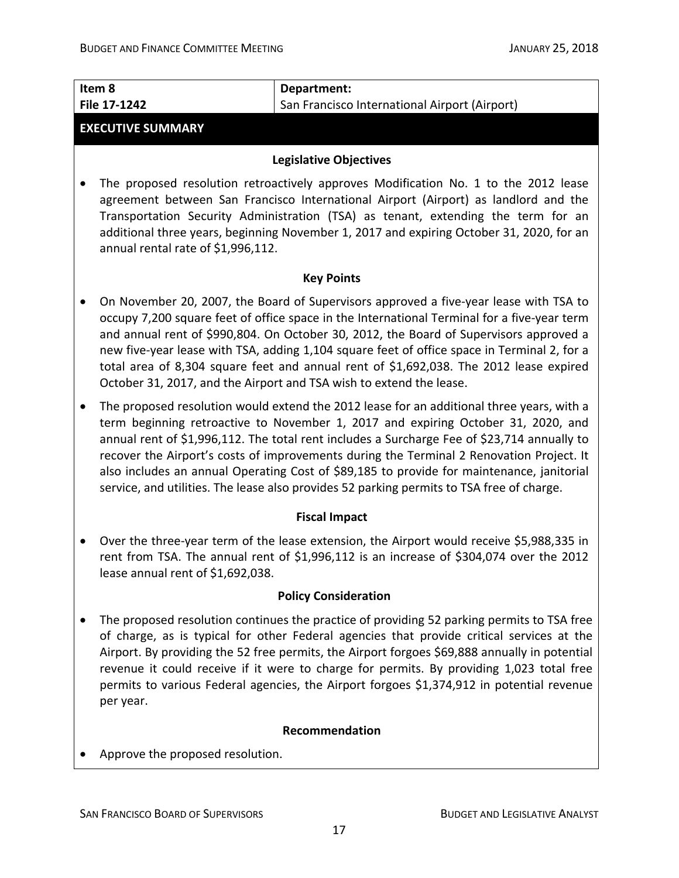| Item 8 | Department: |
|---|---|
| File 17-1242 | San Francisco International Airport (Airport) |

## EXECUTIVE SUMMARY

### Legislative Objectives

- The proposed resolution retroactively approves Modification No. 1 to the 2012 lease agreement between San Francisco International Airport (Airport) as landlord and the Transportation Security Administration (TSA) as tenant, extending the term for an additional three years, beginning November 1, 2017 and expiring October 31, 2020, for an annual rental rate of $1,996,112.

### Key Points

- On November 20, 2007, the Board of Supervisors approved a five-year lease with TSA to occupy 7,200 square feet of office space in the International Terminal for a five-year term and annual rent of $990,804. On October 30, 2012, the Board of Supervisors approved a new five-year lease with TSA, adding 1,104 square feet of office space in Terminal 2, for a total area of 8,304 square feet and annual rent of $1,692,038. The 2012 lease expired October 31, 2017, and the Airport and TSA wish to extend the lease.
- The proposed resolution would extend the 2012 lease for an additional three years, with a term beginning retroactive to November 1, 2017 and expiring October 31, 2020, and annual rent of $1,996,112. The total rent includes a Surcharge Fee of $23,714 annually to recover the Airport's costs of improvements during the Terminal 2 Renovation Project. It also includes an annual Operating Cost of $89,185 to provide for maintenance, janitorial service, and utilities. The lease also provides 52 parking permits to TSA free of charge.

### Fiscal Impact

- Over the three-year term of the lease extension, the Airport would receive $5,988,335 in rent from TSA. The annual rent of $1,996,112 is an increase of $304,074 over the 2012 lease annual rent of $1,692,038.

### Policy Consideration

- The proposed resolution continues the practice of providing 52 parking permits to TSA free of charge, as is typical for other Federal agencies that provide critical services at the Airport. By providing the 52 free permits, the Airport forgoes $69,888 annually in potential revenue it could receive if it were to charge for permits. By providing 1,023 total free permits to various Federal agencies, the Airport forgoes $1,374,912 in potential revenue per year.

### Recommendation

- Approve the proposed resolution.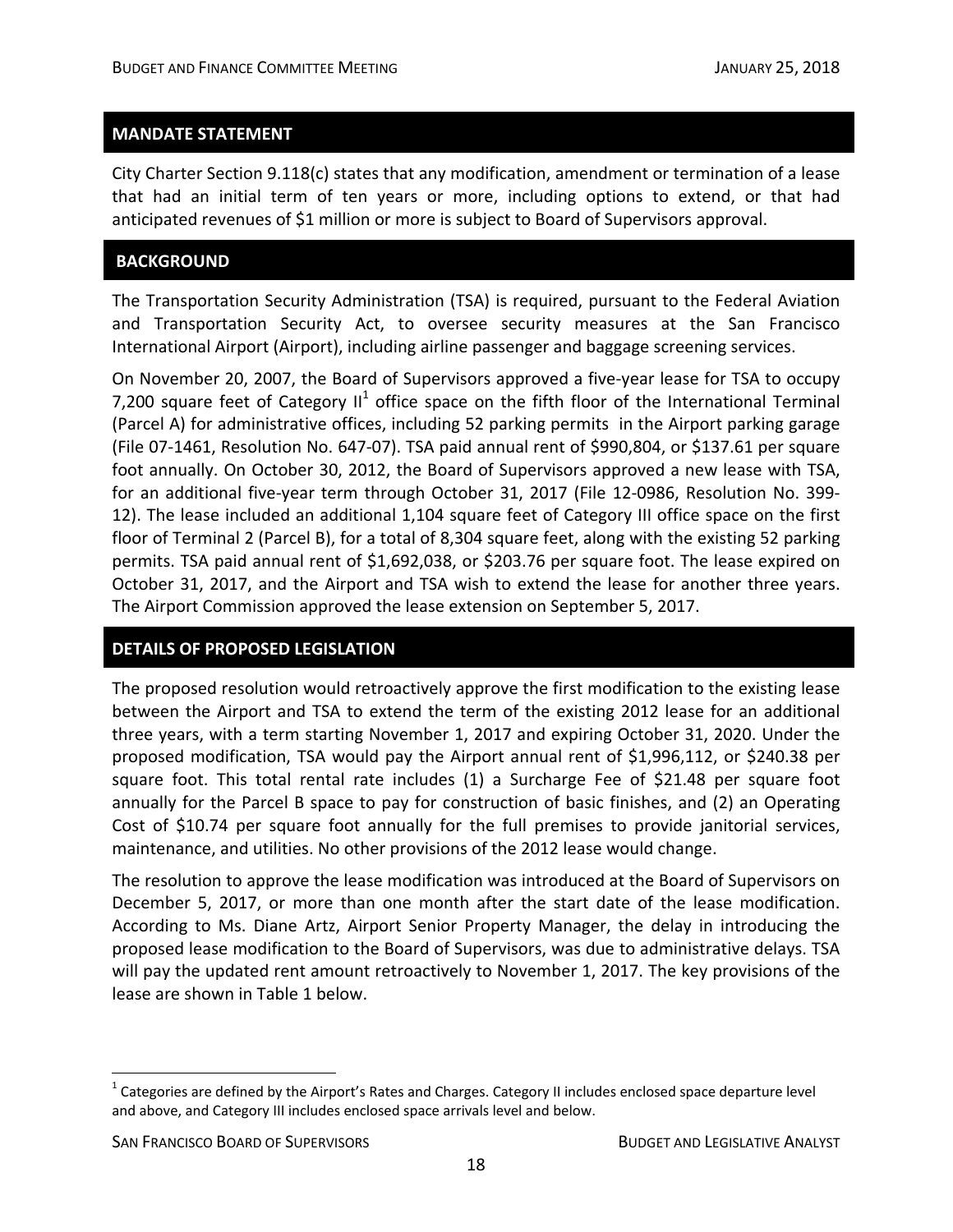## MANDATE STATEMENT

City Charter Section 9.118(c) states that any modification, amendment or termination of a lease that had an initial term of ten years or more, including options to extend, or that had anticipated revenues of $1 million or more is subject to Board of Supervisors approval.

## BACKGROUND

The Transportation Security Administration (TSA) is required, pursuant to the Federal Aviation and Transportation Security Act, to oversee security measures at the San Francisco International Airport (Airport), including airline passenger and baggage screening services.

On November 20, 2007, the Board of Supervisors approved a five-year lease for TSA to occupy 7,200 square feet of Category II[1] office space on the fifth floor of the International Terminal (Parcel A) for administrative offices, including 52 parking permits in the Airport parking garage (File 07-1461, Resolution No. 647-07). TSA paid annual rent of $990,804, or $137.61 per square foot annually. On October 30, 2012, the Board of Supervisors approved a new lease with TSA, for an additional five-year term through October 31, 2017 (File 12-0986, Resolution No. 399-12). The lease included an additional 1,104 square feet of Category III office space on the first floor of Terminal 2 (Parcel B), for a total of 8,304 square feet, along with the existing 52 parking permits. TSA paid annual rent of $1,692,038, or $203.76 per square foot. The lease expired on October 31, 2017, and the Airport and TSA wish to extend the lease for another three years. The Airport Commission approved the lease extension on September 5, 2017.

## DETAILS OF PROPOSED LEGISLATION

The proposed resolution would retroactively approve the first modification to the existing lease between the Airport and TSA to extend the term of the existing 2012 lease for an additional three years, with a term starting November 1, 2017 and expiring October 31, 2020. Under the proposed modification, TSA would pay the Airport annual rent of $1,996,112, or $240.38 per square foot. This total rental rate includes (1) a Surcharge Fee of $21.48 per square foot annually for the Parcel B space to pay for construction of basic finishes, and (2) an Operating Cost of $10.74 per square foot annually for the full premises to provide janitorial services, maintenance, and utilities. No other provisions of the 2012 lease would change.

The resolution to approve the lease modification was introduced at the Board of Supervisors on December 5, 2017, or more than one month after the start date of the lease modification. According to Ms. Diane Artz, Airport Senior Property Manager, the delay in introducing the proposed lease modification to the Board of Supervisors, was due to administrative delays. TSA will pay the updated rent amount retroactively to November 1, 2017. The key provisions of the lease are shown in Table 1 below.

---

[1] Categories are defined by the Airport's Rates and Charges. Category II includes enclosed space departure level and above, and Category III includes enclosed space arrivals level and below.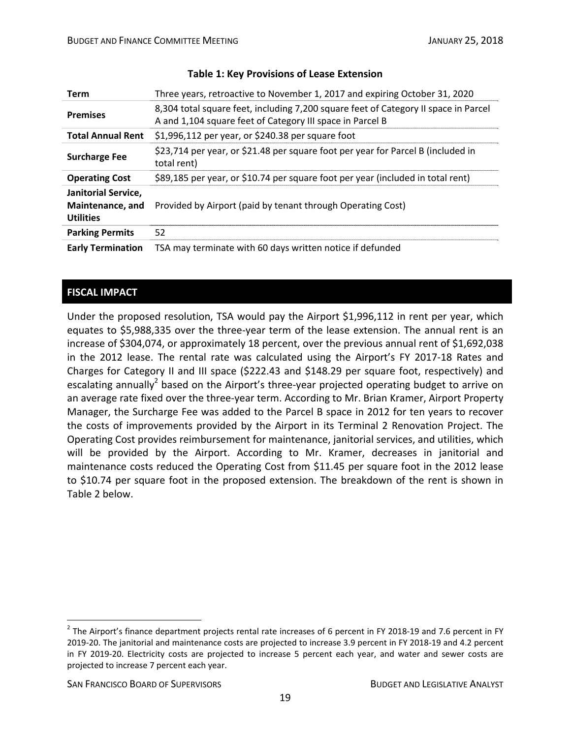**Table 1: Key Provisions of Lease Extension**

| | |
|---|---|
| **Term** | Three years, retroactive to November 1, 2017 and expiring October 31, 2020 |
| **Premises** | 8,304 total square feet, including 7,200 square feet of Category II space in Parcel A and 1,104 square feet of Category III space in Parcel B |
| **Total Annual Rent** | $1,996,112 per year, or $240.38 per square foot |
| **Surcharge Fee** | $23,714 per year, or $21.48 per square foot per year for Parcel B (included in total rent) |
| **Operating Cost** | $89,185 per year, or $10.74 per square foot per year (included in total rent) |
| **Janitorial Service, Maintenance, and Utilities** | Provided by Airport (paid by tenant through Operating Cost) |
| **Parking Permits** | 52 |
| **Early Termination** | TSA may terminate with 60 days written notice if defunded |

## FISCAL IMPACT

Under the proposed resolution, TSA would pay the Airport $1,996,112 in rent per year, which equates to $5,988,335 over the three-year term of the lease extension. The annual rent is an increase of $304,074, or approximately 18 percent, over the previous annual rent of $1,692,038 in the 2012 lease. The rental rate was calculated using the Airport's FY 2017-18 Rates and Charges for Category II and III space ($222.43 and $148.29 per square foot, respectively) and escalating annually[2] based on the Airport's three-year projected operating budget to arrive on an average rate fixed over the three-year term. According to Mr. Brian Kramer, Airport Property Manager, the Surcharge Fee was added to the Parcel B space in 2012 for ten years to recover the costs of improvements provided by the Airport in its Terminal 2 Renovation Project. The Operating Cost provides reimbursement for maintenance, janitorial services, and utilities, which will be provided by the Airport. According to Mr. Kramer, decreases in janitorial and maintenance costs reduced the Operating Cost from $11.45 per square foot in the 2012 lease to $10.74 per square foot in the proposed extension. The breakdown of the rent is shown in Table 2 below.

[2] The Airport's finance department projects rental rate increases of 6 percent in FY 2018-19 and 7.6 percent in FY 2019-20. The janitorial and maintenance costs are projected to increase 3.9 percent in FY 2018-19 and 4.2 percent in FY 2019-20. Electricity costs are projected to increase 5 percent each year, and water and sewer costs are projected to increase 7 percent each year.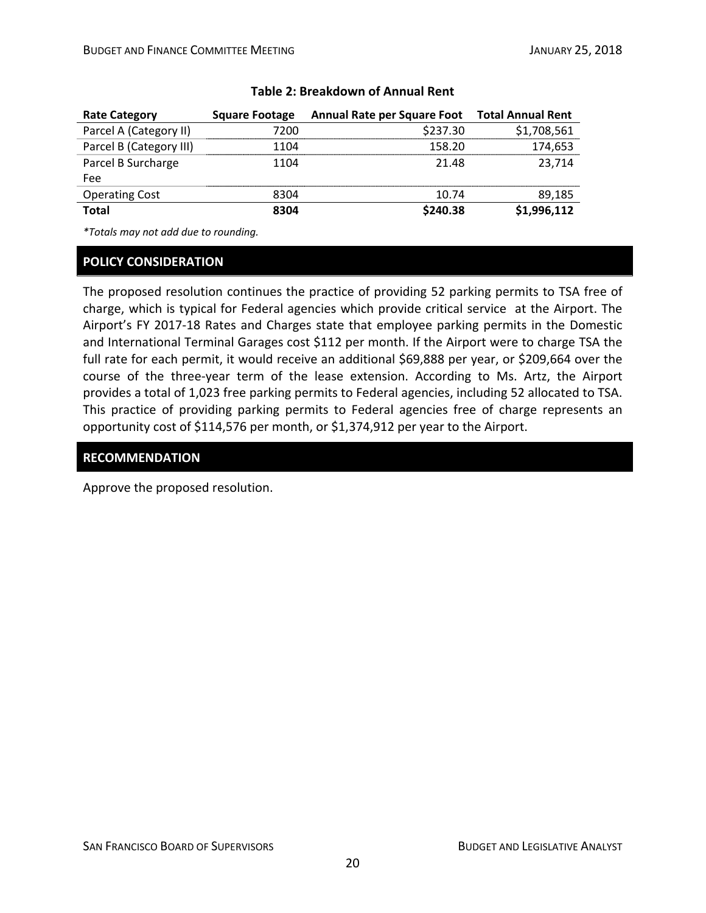**Table 2: Breakdown of Annual Rent**

| Rate Category | Square Footage | Annual Rate per Square Foot | Total Annual Rent |
|---|---|---|---|
| Parcel A (Category II) | 7200 | $237.30 | $1,708,561 |
| Parcel B (Category III) | 1104 | 158.20 | 174,653 |
| Parcel B Surcharge Fee | 1104 | 21.48 | 23,714 |
| Operating Cost | 8304 | 10.74 | 89,185 |
| **Total** | **8304** | **$240.38** | **$1,996,112** |

*\*Totals may not add due to rounding.*

## POLICY CONSIDERATION

The proposed resolution continues the practice of providing 52 parking permits to TSA free of charge, which is typical for Federal agencies which provide critical service at the Airport. The Airport's FY 2017-18 Rates and Charges state that employee parking permits in the Domestic and International Terminal Garages cost $112 per month. If the Airport were to charge TSA the full rate for each permit, it would receive an additional $69,888 per year, or $209,664 over the course of the three-year term of the lease extension. According to Ms. Artz, the Airport provides a total of 1,023 free parking permits to Federal agencies, including 52 allocated to TSA. This practice of providing parking permits to Federal agencies free of charge represents an opportunity cost of $114,576 per month, or $1,374,912 per year to the Airport.

## RECOMMENDATION

Approve the proposed resolution.